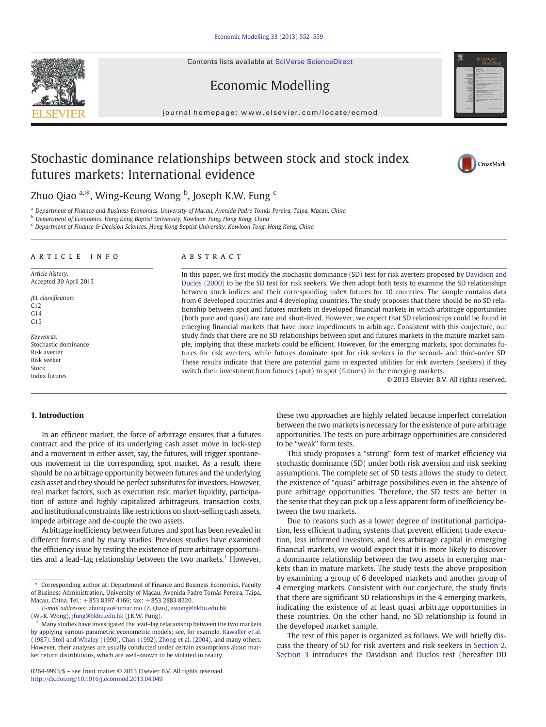# Stochastic dominance relationships between stock and stock index futures markets: International evidence

Zhuo Qiao [a,*], Wing-Keung Wong [b], Joseph K.W. Fung [c]

[a] Department of Finance and Business Economics, University of Macau, Avenida Padre Tomás Pereira, Taipa, Macau, China

[b] Department of Economics, Hong Kong Baptist University, Kowloon Tong, Hong Kong, China

[c] Department of Finance & Decision Sciences, Hong Kong Baptist University, Kowloon Tong, Hong Kong, China

## ARTICLE INFO

*Article history:*
Accepted 30 April 2013

*JEL classification:*
C12
G14
G15

*Keywords:*
Stochastic dominance
Risk averter
Risk seeker
Stock
Index futures

## ABSTRACT

In this paper, we first modify the stochastic dominance (SD) test for risk averters proposed by Davidson and Duclos (2000) to be the SD test for risk seekers. We then adopt both tests to examine the SD relationships between stock indices and their corresponding index futures for 10 countries. The sample contains data from 6 developed countries and 4 developing countries. The study proposes that there should be no SD relationship between spot and futures markets in developed financial markets in which arbitrage opportunities (both pure and quasi) are rare and short-lived. However, we expect that SD relationships could be found in emerging financial markets that have more impediments to arbitrage. Consistent with this conjecture, our study finds that there are no SD relationships between spot and futures markets in the mature market sample, implying that these markets could be efficient. However, for the emerging markets, spot dominates futures for risk averters, while futures dominate spot for risk seekers in the second- and third-order SD. These results indicate that there are potential gains in expected utilities for risk averters (seekers) if they switch their investment from futures (spot) to spot (futures) in the emerging markets.

© 2013 Elsevier B.V. All rights reserved.

## 1. Introduction

In an efficient market, the force of arbitrage ensures that a futures contract and the price of its underlying cash asset move in lock-step and a movement in either asset, say, the futures, will trigger spontaneous movement in the corresponding spot market. As a result, there should be no arbitrage opportunity between futures and the underlying cash asset and they should be perfect substitutes for investors. However, real market factors, such as execution risk, market liquidity, participation of astute and highly capitalized arbitrageurs, transaction costs, and institutional constraints like restrictions on short-selling cash assets, impede arbitrage and de-couple the two assets.

Arbitrage inefficiency between futures and spot has been revealed in different forms and by many studies. Previous studies have examined the efficiency issue by testing the existence of pure arbitrage opportunities and a lead–lag relationship between the two markets.[1] However, these two approaches are highly related because imperfect correlation between the two markets is necessary for the existence of pure arbitrage opportunities. The tests on pure arbitrage opportunities are considered to be "weak" form tests.

This study proposes a "strong" form test of market efficiency via stochastic dominance (SD) under both risk aversion and risk seeking assumptions. The complete set of SD tests allows the study to detect the existence of "quasi" arbitrage possibilities even in the absence of pure arbitrage opportunities. Therefore, the SD tests are better in the sense that they can pick up a less apparent form of inefficiency between the two markets.

Due to reasons such as a lower degree of institutional participation, less efficient trading systems that prevent efficient trade execution, less informed investors, and less arbitrage capital in emerging financial markets, we would expect that it is more likely to discover a dominance relationship between the two assets in emerging markets than in mature markets. The study tests the above proposition by examining a group of 6 developed markets and another group of 4 emerging markets. Consistent with our conjecture, the study finds that there are significant SD relationships in the 4 emerging markets, indicating the existence of at least quasi arbitrage opportunities in these countries. On the other hand, no SD relationship is found in the developed market sample.

The rest of this paper is organized as follows. We will briefly discuss the theory of SD for risk averters and risk seekers in Section 2. Section 3 introduces the Davidson and Duclos test (hereafter DD

---

* Corresponding author at: Department of Finance and Business Economics, Faculty of Business Administration, University of Macau, Avenida Padre Tomás Pereira, Taipa, Macau, China. Tel.: +853 8397 4166; fax: +853 2883 8320.
*E-mail addresses:* zhuoqiao@umac.mo (Z. Qiao), awong@hkbu.edu.hk (W.-K. Wong), jfung@hkbu.edu.hk (J.K.W. Fung).

[1] Many studies have investigated the lead–lag relationship between the two markets by applying various parametric econometric models; see, for example, Kawaller et al. (1987), Stoll and Whaley (1990), Chan (1992), Zhong et al. (2004), and many others. However, their analyses are usually conducted under certain assumptions about market return distributions, which are well-known to be violated in reality.

0264-9993/$ – see front matter © 2013 Elsevier B.V. All rights reserved.
http://dx.doi.org/10.1016/j.econmod.2013.04.049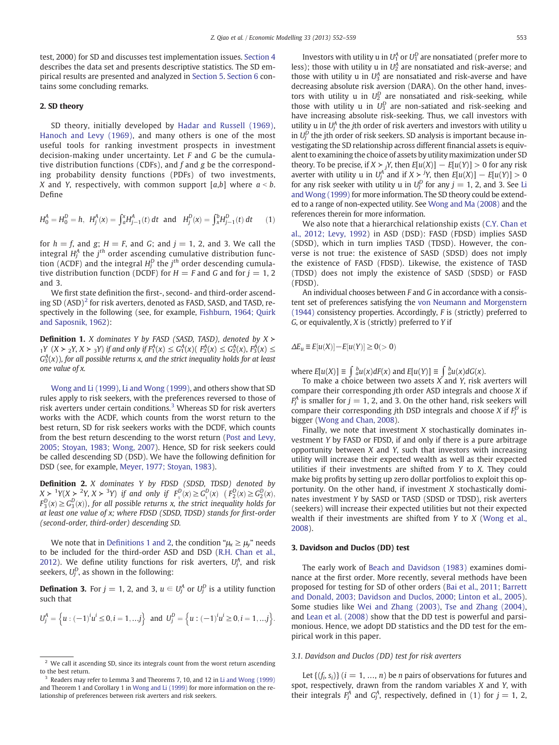test, 2000) for SD and discusses test implementation issues. Section 4 describes the data set and presents descriptive statistics. The SD empirical results are presented and analyzed in Section 5. Section 6 contains some concluding remarks.

## 2. SD theory

SD theory, initially developed by Hadar and Russell (1969), Hanoch and Levy (1969), and many others is one of the most useful tools for ranking investment prospects in investment decision-making under uncertainty. Let $F$ and $G$ be the cumulative distribution functions (CDFs), and $f$ and $g$ be the corresponding probability density functions (PDFs) of two investments, $X$ and $Y$, respectively, with common support $[a,b]$ where $a < b$. Define

$$H_0^A = H_0^D = h,\ \ H_j^A(x) = \int_a^x H_{j-1}^A(t)\,dt \ \text{ and } \ H_j^D(x) = \int_x^b H_{j-1}^D(t)\,dt \qquad (1)$$

for $h = f$, and $g$; $H = F$, and $G$; and $j = 1$, 2, and 3. We call the integral $H_j^A$ the $j^{th}$ order ascending cumulative distribution function (ACDF) and the integral $H_j^D$ the $j^{th}$ order descending cumulative distribution function (DCDF) for $H = F$ and $G$ and for $j = 1$, 2 and 3.

We first state definition the first-, second- and third-order ascending SD (ASD)[2] for risk averters, denoted as FASD, SASD, and TASD, respectively in the following (see, for example, Fishburn, 1964; Quirk and Saposnik, 1962):

**Definition 1.** *$X$ dominates $Y$ by FASD (SASD, TASD), denoted by $X \succ_1 Y$ $(X \succ_2 Y, X \succ_3 Y)$ if and only if $F_1^A(x) \le G_1^A(x)$ $(F_2^A(x) \le G_2^A(x), F_3^A(x) \le G_3^A(x))$, for all possible returns $x$, and the strict inequality holds for at least one value of $x$.*

Wong and Li (1999), Li and Wong (1999), and others show that SD rules apply to risk seekers, with the preferences reversed to those of risk averters under certain conditions.[3] Whereas SD for risk averters works with the ACDF, which counts from the worst return to the best return, SD for risk seekers works with the DCDF, which counts from the best return descending to the worst return (Post and Levy, 2005; Stoyan, 1983; Wong, 2007). Hence, SD for risk seekers could be called descending SD (DSD). We have the following definition for DSD (see, for example, Meyer, 1977; Stoyan, 1983).

**Definition 2.** *$X$ dominates $Y$ by FDSD (SDSD, TDSD) denoted by $X \succ^1 Y (X \succ^2 Y, X \succ^3 Y)$ if and only if $F_1^D(x) \ge G_1^D(x)$ $(F_2^D(x) \ge G_2^D(x), F_3^D(x) \ge G_3^D(x))$, for all possible returns $x$, the strict inequality holds for at least one value of $x$; where FDSD (SDSD, TDSD) stands for first-order (second-order, third-order) descending SD.*

We note that in Definitions 1 and 2, the condition "$\mu_x \ge \mu_y$" needs to be included for the third-order ASD and DSD (R.H. Chan et al., 2012). We define utility functions for risk averters, $U_j^A$, and risk seekers, $U_j^D$, as shown in the following:

**Defination 3.** For $j = 1$, 2, and 3, $u \in U_j^A$ or $U_j^D$ is a utility function such that

$$U_j^A = \left\{u : (-1)^i u^i \le 0, i = 1, \ldots j\right\} \ \text{ and } \ U_j^D = \left\{u : (-1)^i u^i \ge 0, i = 1, \ldots j\right\}.$$

Investors with utility u in $U_1^A$ or $U_1^D$ are nonsatiated (prefer more to less); those with utility u in $U_2^A$ are nonsatiated and risk-averse; and those with utility u in $U_3^A$ are nonsatiated and risk-averse and have decreasing absolute risk aversion (DARA). On the other hand, investors with utility u in $U_2^D$ are nonsatiated and risk-seeking, while those with utility u in $U_3^D$ are non-satiated and risk-seeking and have increasing absolute risk-seeking. Thus, we call investors with utility u in $U_j^A$ the $j$th order of risk averters and investors with utility u in $U_j^D$ the jth order of risk seekers. SD analysis is important because investigating the SD relationship across different financial assets is equivalent to examining the choice of assets by utility maximization under SD theory. To be precise, if $X \succ_j Y$, then $E[u(X)] - E[u(Y)] > 0$ for any risk averter with utility u in $U_j^A$ and if $X \succ^j Y$, then $E[u(X)] - E[u(Y)] \ge 0$ for any risk seeker with utility u in $U_j^D$ for any $j = 1$, 2, and 3. See Li and Wong (1999) for more information. The SD theory could be extended to a range of non-expected utility. See Wong and Ma (2008) and the references therein for more information.

We also note that a hierarchical relationship exists (C.Y. Chan et al., 2012; Levy, 1992) in ASD (DSD): FASD (FDSD) implies SASD (SDSD), which in turn implies TASD (TDSD). However, the converse is not true: the existence of SASD (SDSD) does not imply the existence of FASD (FDSD). Likewise, the existence of TASD (TDSD) does not imply the existence of SASD (SDSD) or FASD (FDSD).

An individual chooses between $F$ and $G$ in accordance with a consistent set of preferences satisfying the von Neumann and Morgenstern (1944) consistency properties. Accordingly, $F$ is (strictly) preferred to $G$, or equivalently, $X$ is (strictly) preferred to $Y$ if

$$\Delta E_u \equiv E[u(X)] - E[u(Y)] \ge 0 (> 0)$$

where $E[u(X)] \equiv \int_a^b u(x)dF(x)$ and $E[u(Y)] \equiv \int_a^b u(x)dG(x)$.

To make a choice between two assets $X$ and $Y$, risk averters will compare their corresponding $j$th order ASD integrals and choose $X$ if $F_j^A$ is smaller for $j = 1$, 2, and 3. On the other hand, risk seekers will compare their corresponding $j$th DSD integrals and choose $X$ if $F_j^D$ is bigger (Wong and Chan, 2008).

Finally, we note that investment $X$ stochastically dominates investment $Y$ by FASD or FDSD, if and only if there is a pure arbitrage opportunity between $X$ and $Y$, such that investors with increasing utility will increase their expected wealth as well as their expected utilities if their investments are shifted from $Y$ to $X$. They could make big profits by setting up zero dollar portfolios to exploit this opportunity. On the other hand, if investment $X$ stochastically dominates investment $Y$ by SASD or TASD (SDSD or TDSD), risk averters (seekers) will increase their expected utilities but not their expected wealth if their investments are shifted from $Y$ to $X$ (Wong et al., 2008).

## 3. Davidson and Duclos (DD) test

The early work of Beach and Davidson (1983) examines dominance at the first order. More recently, several methods have been proposed for testing for SD of other orders (Bai et al., 2011; Barrett and Donald, 2003; Davidson and Duclos, 2000; Linton et al., 2005). Some studies like Wei and Zhang (2003), Tse and Zhang (2004), and Lean et al. (2008) show that the DD test is powerful and parsimonious. Hence, we adopt DD statistics and the DD test for the empirical work in this paper.

### 3.1. Davidson and Duclos (DD) test for risk averters

Let $\{(f_i, s_i)\}$ $(i = 1, \ldots, n)$ be $n$ pairs of observations for futures and spot, respectively, drawn from the random variables $X$ and $Y$, with their integrals $F_j^A$ and $G_j^A$, respectively, defined in (1) for $j = 1$, 2,

[2] We call it ascending SD, since its integrals count from the worst return ascending to the best return.

[3] Readers may refer to Lemma 3 and Theorems 7, 10, and 12 in Li and Wong (1999) and Theorem 1 and Corollary 1 in Wong and Li (1999) for more information on the relationship of preferences between risk averters and risk seekers.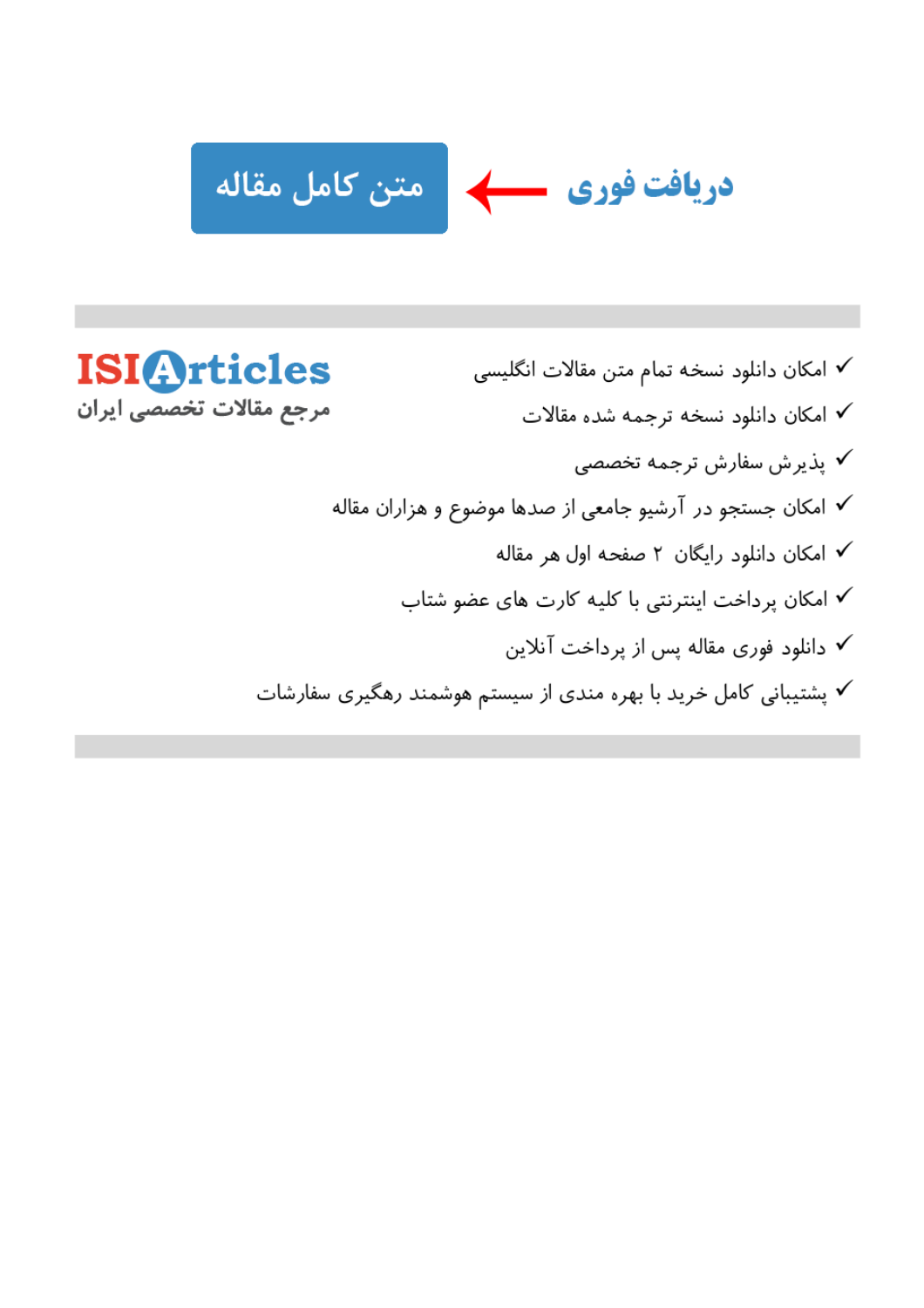دریافت فوری ← متن کامل مقاله

**ISIArticles**
مرجع مقالات تخصصی ایران

- ✓ امکان دانلود نسخه تمام متن مقالات انگلیسی
- ✓ امکان دانلود نسخه ترجمه شده مقالات
- ✓ پذیرش سفارش ترجمه تخصصی
- ✓ امکان جستجو در آرشیو جامعی از صدها موضوع و هزاران مقاله
- ✓ امکان دانلود رایگان ۲ صفحه اول هر مقاله
- ✓ امکان پرداخت اینترنتی با کلیه کارت های عضو شتاب
- ✓ دانلود فوری مقاله پس از پرداخت آنلاین
- ✓ پشتیبانی کامل خرید با بهره مندی از سیستم هوشمند رهگیری سفارشات